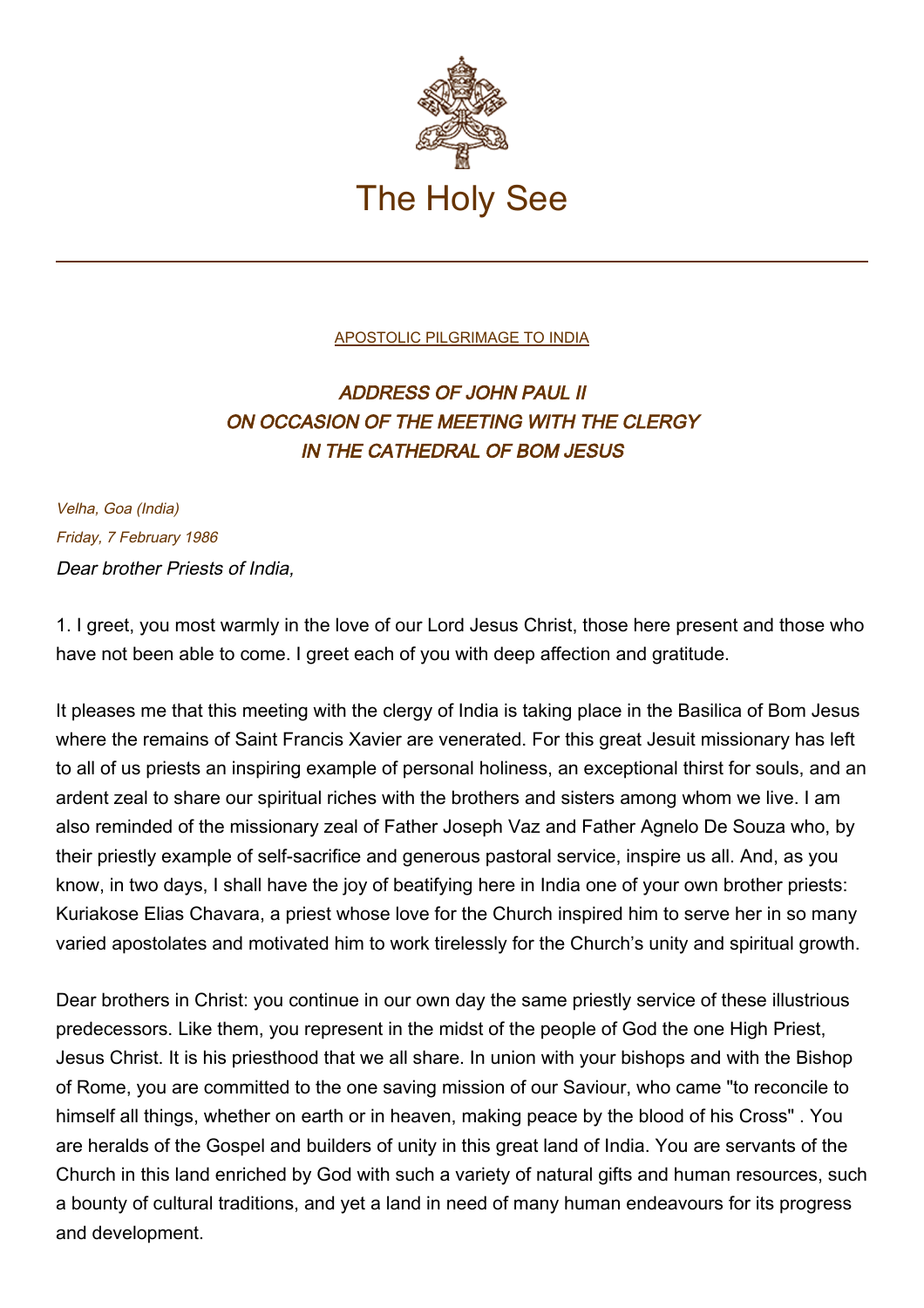The Holy See

APOSTOLIC PILGRIMAGE TO INDIA

## *ADDRESS OF JOHN PAUL II ON OCCASION OF THE MEETING WITH THE CLERGY IN THE CATHEDRAL OF BOM JESUS*

*Velha, Goa (India)*
*Friday, 7 February 1986*

*Dear brother Priests of India,*

1. I greet, you most warmly in the love of our Lord Jesus Christ, those here present and those who have not been able to come. I greet each of you with deep affection and gratitude.

It pleases me that this meeting with the clergy of India is taking place in the Basilica of Bom Jesus where the remains of Saint Francis Xavier are venerated. For this great Jesuit missionary has left to all of us priests an inspiring example of personal holiness, an exceptional thirst for souls, and an ardent zeal to share our spiritual riches with the brothers and sisters among whom we live. I am also reminded of the missionary zeal of Father Joseph Vaz and Father Agnelo De Souza who, by their priestly example of self-sacrifice and generous pastoral service, inspire us all. And, as you know, in two days, I shall have the joy of beatifying here in India one of your own brother priests: Kuriakose Elias Chavara, a priest whose love for the Church inspired him to serve her in so many varied apostolates and motivated him to work tirelessly for the Church's unity and spiritual growth.

Dear brothers in Christ: you continue in our own day the same priestly service of these illustrious predecessors. Like them, you represent in the midst of the people of God the one High Priest, Jesus Christ. It is his priesthood that we all share. In union with your bishops and with the Bishop of Rome, you are committed to the one saving mission of our Saviour, who came "to reconcile to himself all things, whether on earth or in heaven, making peace by the blood of his Cross" . You are heralds of the Gospel and builders of unity in this great land of India. You are servants of the Church in this land enriched by God with such a variety of natural gifts and human resources, such a bounty of cultural traditions, and yet a land in need of many human endeavours for its progress and development.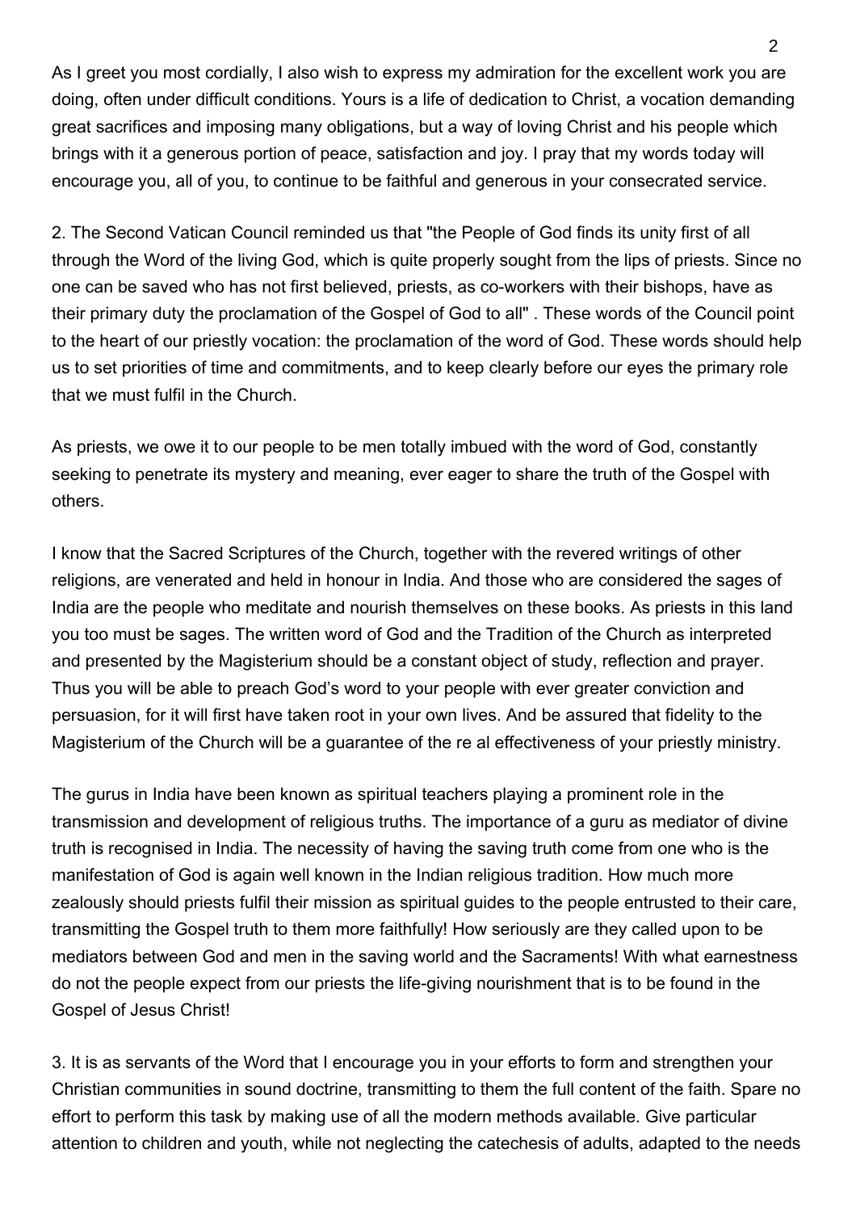As I greet you most cordially, I also wish to express my admiration for the excellent work you are doing, often under difficult conditions. Yours is a life of dedication to Christ, a vocation demanding great sacrifices and imposing many obligations, but a way of loving Christ and his people which brings with it a generous portion of peace, satisfaction and joy. I pray that my words today will encourage you, all of you, to continue to be faithful and generous in your consecrated service.

2. The Second Vatican Council reminded us that "the People of God finds its unity first of all through the Word of the living God, which is quite properly sought from the lips of priests. Since no one can be saved who has not first believed, priests, as co-workers with their bishops, have as their primary duty the proclamation of the Gospel of God to all" . These words of the Council point to the heart of our priestly vocation: the proclamation of the word of God. These words should help us to set priorities of time and commitments, and to keep clearly before our eyes the primary role that we must fulfil in the Church.

As priests, we owe it to our people to be men totally imbued with the word of God, constantly seeking to penetrate its mystery and meaning, ever eager to share the truth of the Gospel with others.

I know that the Sacred Scriptures of the Church, together with the revered writings of other religions, are venerated and held in honour in India. And those who are considered the sages of India are the people who meditate and nourish themselves on these books. As priests in this land you too must be sages. The written word of God and the Tradition of the Church as interpreted and presented by the Magisterium should be a constant object of study, reflection and prayer. Thus you will be able to preach God's word to your people with ever greater conviction and persuasion, for it will first have taken root in your own lives. And be assured that fidelity to the Magisterium of the Church will be a guarantee of the re al effectiveness of your priestly ministry.

The gurus in India have been known as spiritual teachers playing a prominent role in the transmission and development of religious truths. The importance of a guru as mediator of divine truth is recognised in India. The necessity of having the saving truth come from one who is the manifestation of God is again well known in the Indian religious tradition. How much more zealously should priests fulfil their mission as spiritual guides to the people entrusted to their care, transmitting the Gospel truth to them more faithfully! How seriously are they called upon to be mediators between God and men in the saving world and the Sacraments! With what earnestness do not the people expect from our priests the life-giving nourishment that is to be found in the Gospel of Jesus Christ!

3. It is as servants of the Word that I encourage you in your efforts to form and strengthen your Christian communities in sound doctrine, transmitting to them the full content of the faith. Spare no effort to perform this task by making use of all the modern methods available. Give particular attention to children and youth, while not neglecting the catechesis of adults, adapted to the needs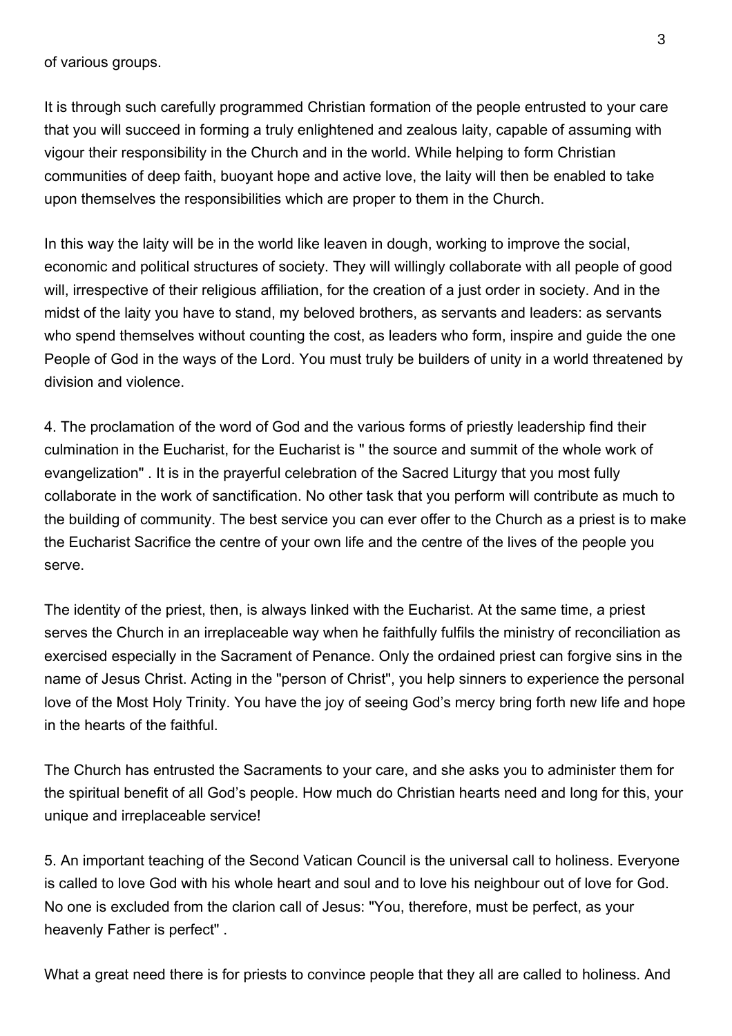of various groups.

It is through such carefully programmed Christian formation of the people entrusted to your care that you will succeed in forming a truly enlightened and zealous laity, capable of assuming with vigour their responsibility in the Church and in the world. While helping to form Christian communities of deep faith, buoyant hope and active love, the laity will then be enabled to take upon themselves the responsibilities which are proper to them in the Church.

In this way the laity will be in the world like leaven in dough, working to improve the social, economic and political structures of society. They will willingly collaborate with all people of good will, irrespective of their religious affiliation, for the creation of a just order in society. And in the midst of the laity you have to stand, my beloved brothers, as servants and leaders: as servants who spend themselves without counting the cost, as leaders who form, inspire and guide the one People of God in the ways of the Lord. You must truly be builders of unity in a world threatened by division and violence.

4. The proclamation of the word of God and the various forms of priestly leadership find their culmination in the Eucharist, for the Eucharist is " the source and summit of the whole work of evangelization" . It is in the prayerful celebration of the Sacred Liturgy that you most fully collaborate in the work of sanctification. No other task that you perform will contribute as much to the building of community. The best service you can ever offer to the Church as a priest is to make the Eucharist Sacrifice the centre of your own life and the centre of the lives of the people you serve.

The identity of the priest, then, is always linked with the Eucharist. At the same time, a priest serves the Church in an irreplaceable way when he faithfully fulfils the ministry of reconciliation as exercised especially in the Sacrament of Penance. Only the ordained priest can forgive sins in the name of Jesus Christ. Acting in the "person of Christ", you help sinners to experience the personal love of the Most Holy Trinity. You have the joy of seeing God's mercy bring forth new life and hope in the hearts of the faithful.

The Church has entrusted the Sacraments to your care, and she asks you to administer them for the spiritual benefit of all God's people. How much do Christian hearts need and long for this, your unique and irreplaceable service!

5. An important teaching of the Second Vatican Council is the universal call to holiness. Everyone is called to love God with his whole heart and soul and to love his neighbour out of love for God. No one is excluded from the clarion call of Jesus: "You, therefore, must be perfect, as your heavenly Father is perfect" .

What a great need there is for priests to convince people that they all are called to holiness. And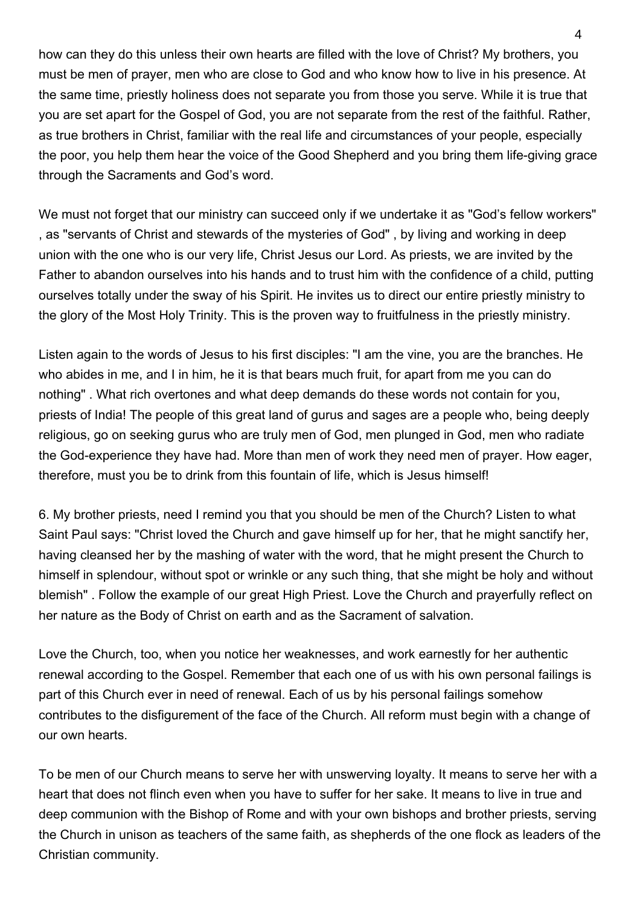how can they do this unless their own hearts are filled with the love of Christ? My brothers, you must be men of prayer, men who are close to God and who know how to live in his presence. At the same time, priestly holiness does not separate you from those you serve. While it is true that you are set apart for the Gospel of God, you are not separate from the rest of the faithful. Rather, as true brothers in Christ, familiar with the real life and circumstances of your people, especially the poor, you help them hear the voice of the Good Shepherd and you bring them life-giving grace through the Sacraments and God's word.

We must not forget that our ministry can succeed only if we undertake it as "God's fellow workers" , as "servants of Christ and stewards of the mysteries of God" , by living and working in deep union with the one who is our very life, Christ Jesus our Lord. As priests, we are invited by the Father to abandon ourselves into his hands and to trust him with the confidence of a child, putting ourselves totally under the sway of his Spirit. He invites us to direct our entire priestly ministry to the glory of the Most Holy Trinity. This is the proven way to fruitfulness in the priestly ministry.

Listen again to the words of Jesus to his first disciples: "I am the vine, you are the branches. He who abides in me, and I in him, he it is that bears much fruit, for apart from me you can do nothing" . What rich overtones and what deep demands do these words not contain for you, priests of India! The people of this great land of gurus and sages are a people who, being deeply religious, go on seeking gurus who are truly men of God, men plunged in God, men who radiate the God-experience they have had. More than men of work they need men of prayer. How eager, therefore, must you be to drink from this fountain of life, which is Jesus himself!

6. My brother priests, need I remind you that you should be men of the Church? Listen to what Saint Paul says: "Christ loved the Church and gave himself up for her, that he might sanctify her, having cleansed her by the mashing of water with the word, that he might present the Church to himself in splendour, without spot or wrinkle or any such thing, that she might be holy and without blemish" . Follow the example of our great High Priest. Love the Church and prayerfully reflect on her nature as the Body of Christ on earth and as the Sacrament of salvation.

Love the Church, too, when you notice her weaknesses, and work earnestly for her authentic renewal according to the Gospel. Remember that each one of us with his own personal failings is part of this Church ever in need of renewal. Each of us by his personal failings somehow contributes to the disfigurement of the face of the Church. All reform must begin with a change of our own hearts.

To be men of our Church means to serve her with unswerving loyalty. It means to serve her with a heart that does not flinch even when you have to suffer for her sake. It means to live in true and deep communion with the Bishop of Rome and with your own bishops and brother priests, serving the Church in unison as teachers of the same faith, as shepherds of the one flock as leaders of the Christian community.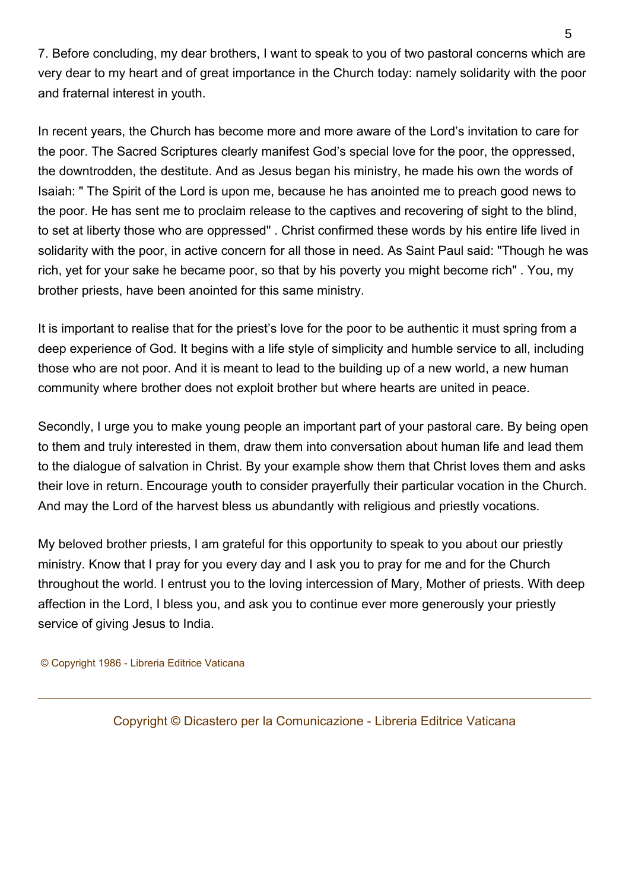7. Before concluding, my dear brothers, I want to speak to you of two pastoral concerns which are very dear to my heart and of great importance in the Church today: namely solidarity with the poor and fraternal interest in youth.

In recent years, the Church has become more and more aware of the Lord's invitation to care for the poor. The Sacred Scriptures clearly manifest God's special love for the poor, the oppressed, the downtrodden, the destitute. And as Jesus began his ministry, he made his own the words of Isaiah: " The Spirit of the Lord is upon me, because he has anointed me to preach good news to the poor. He has sent me to proclaim release to the captives and recovering of sight to the blind, to set at liberty those who are oppressed" . Christ confirmed these words by his entire life lived in solidarity with the poor, in active concern for all those in need. As Saint Paul said: "Though he was rich, yet for your sake he became poor, so that by his poverty you might become rich" . You, my brother priests, have been anointed for this same ministry.

It is important to realise that for the priest's love for the poor to be authentic it must spring from a deep experience of God. It begins with a life style of simplicity and humble service to all, including those who are not poor. And it is meant to lead to the building up of a new world, a new human community where brother does not exploit brother but where hearts are united in peace.

Secondly, I urge you to make young people an important part of your pastoral care. By being open to them and truly interested in them, draw them into conversation about human life and lead them to the dialogue of salvation in Christ. By your example show them that Christ loves them and asks their love in return. Encourage youth to consider prayerfully their particular vocation in the Church. And may the Lord of the harvest bless us abundantly with religious and priestly vocations.

My beloved brother priests, I am grateful for this opportunity to speak to you about our priestly ministry. Know that I pray for you every day and I ask you to pray for me and for the Church throughout the world. I entrust you to the loving intercession of Mary, Mother of priests. With deep affection in the Lord, I bless you, and ask you to continue ever more generously your priestly service of giving Jesus to India.

© Copyright 1986 - Libreria Editrice Vaticana

---

Copyright © Dicastero per la Comunicazione - Libreria Editrice Vaticana